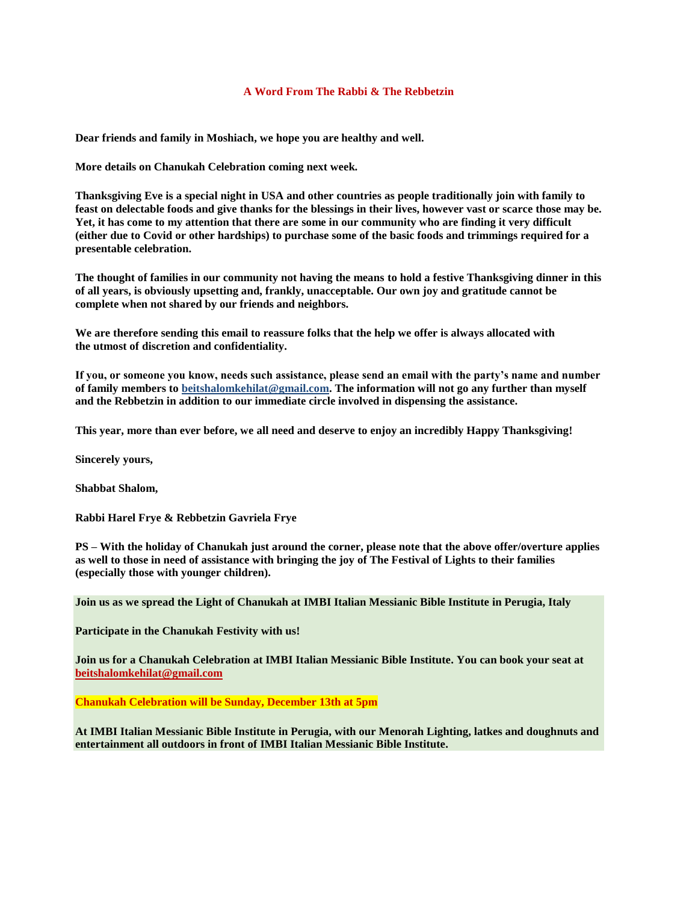## A Word From The Rabbi & The Rebbetzin

**Dear friends and family in Moshiach, we hope you are healthy and well.**

**More details on Chanukah Celebration coming next week.**

**Thanksgiving Eve is a special night in USA and other countries as people traditionally join with family to feast on delectable foods and give thanks for the blessings in their lives, however vast or scarce those may be. Yet, it has come to my attention that there are some in our community who are finding it very difficult (either due to Covid or other hardships) to purchase some of the basic foods and trimmings required for a presentable celebration.**

**The thought of families in our community not having the means to hold a festive Thanksgiving dinner in this of all years, is obviously upsetting and, frankly, unacceptable. Our own joy and gratitude cannot be complete when not shared by our friends and neighbors.**

**We are therefore sending this email to reassure folks that the help we offer is always allocated with the utmost of discretion and confidentiality.**

**If you, or someone you know, needs such assistance, please send an email with the party's name and number of family members to beitshalomkehilat@gmail.com. The information will not go any further than myself and the Rebbetzin in addition to our immediate circle involved in dispensing the assistance.**

**This year, more than ever before, we all need and deserve to enjoy an incredibly Happy Thanksgiving!**

**Sincerely yours,**

**Shabbat Shalom,**

**Rabbi Harel Frye & Rebbetzin Gavriela Frye**

**PS – With the holiday of Chanukah just around the corner, please note that the above offer/overture applies as well to those in need of assistance with bringing the joy of The Festival of Lights to their families (especially those with younger children).**

**Join us as we spread the Light of Chanukah at IMBI Italian Messianic Bible Institute in Perugia, Italy**

**Participate in the Chanukah Festivity with us!**

**Join us for a Chanukah Celebration at IMBI Italian Messianic Bible Institute. You can book your seat at beitshalomkehilat@gmail.com**

**Chanukah Celebration will be Sunday, December 13th at 5pm**

**At IMBI Italian Messianic Bible Institute in Perugia, with our Menorah Lighting, latkes and doughnuts and entertainment all outdoors in front of IMBI Italian Messianic Bible Institute.**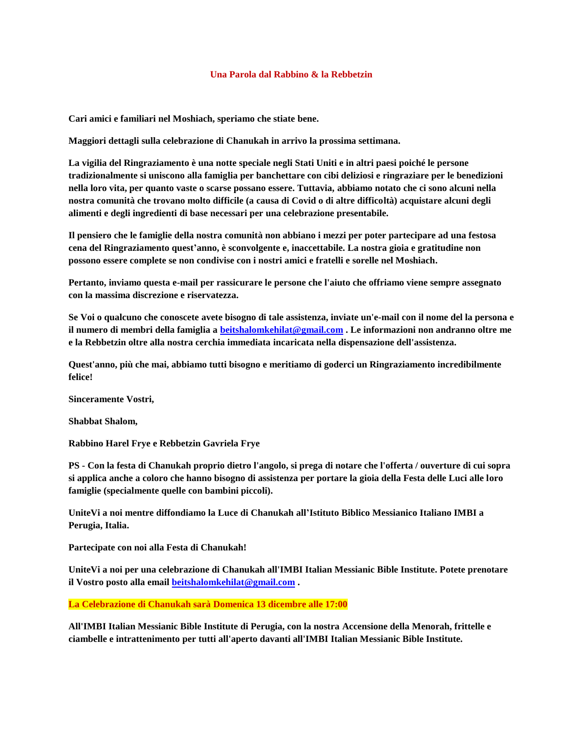## Una Parola dal Rabbino & la Rebbetzin

**Cari amici e familiari nel Moshiach, speriamo che stiate bene.**

**Maggiori dettagli sulla celebrazione di Chanukah in arrivo la prossima settimana.**

**La vigilia del Ringraziamento è una notte speciale negli Stati Uniti e in altri paesi poiché le persone tradizionalmente si uniscono alla famiglia per banchettare con cibi deliziosi e ringraziare per le benedizioni nella loro vita, per quanto vaste o scarse possano essere. Tuttavia, abbiamo notato che ci sono alcuni nella nostra comunità che trovano molto difficile (a causa di Covid o di altre difficoltà) acquistare alcuni degli alimenti e degli ingredienti di base necessari per una celebrazione presentabile.**

**Il pensiero che le famiglie della nostra comunità non abbiano i mezzi per poter partecipare ad una festosa cena del Ringraziamento quest'anno, è sconvolgente e, inaccettabile. La nostra gioia e gratitudine non possono essere complete se non condivise con i nostri amici e fratelli e sorelle nel Moshiach.**

**Pertanto, inviamo questa e-mail per rassicurare le persone che l'aiuto che offriamo viene sempre assegnato con la massima discrezione e riservatezza.**

**Se Voi o qualcuno che conoscete avete bisogno di tale assistenza, inviate un'e-mail con il nome del la persona e il numero di membri della famiglia a [beitshalomkehilat@gmail.com](mailto:beitshalomkehilat@gmail.com) . Le informazioni non andranno oltre me e la Rebbetzin oltre alla nostra cerchia immediata incaricata nella dispensazione dell'assistenza.**

**Quest'anno, più che mai, abbiamo tutti bisogno e meritiamo di goderci un Ringraziamento incredibilmente felice!**

**Sinceramente Vostri,**

**Shabbat Shalom,**

**Rabbino Harel Frye e Rebbetzin Gavriela Frye**

**PS - Con la festa di Chanukah proprio dietro l'angolo, si prega di notare che l'offerta / ouverture di cui sopra si applica anche a coloro che hanno bisogno di assistenza per portare la gioia della Festa delle Luci alle loro famiglie (specialmente quelle con bambini piccoli).**

**UniteVi a noi mentre diffondiamo la Luce di Chanukah all'Istituto Biblico Messianico Italiano IMBI a Perugia, Italia.**

**Partecipate con noi alla Festa di Chanukah!**

**UniteVi a noi per una celebrazione di Chanukah all'IMBI Italian Messianic Bible Institute. Potete prenotare il Vostro posto alla email [beitshalomkehilat@gmail.com](mailto:beitshalomkehilat@gmail.com) .**

**La Celebrazione di Chanukah sarà Domenica 13 dicembre alle 17:00**

**All'IMBI Italian Messianic Bible Institute di Perugia, con la nostra Accensione della Menorah, frittelle e ciambelle e intrattenimento per tutti all'aperto davanti all'IMBI Italian Messianic Bible Institute.**